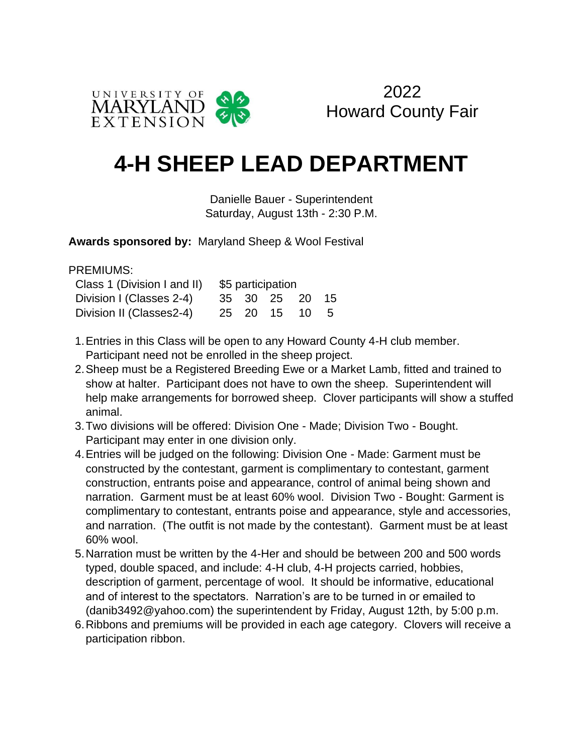UNIVERSITY OF MARYLAND EXTENSION

2022
Howard County Fair

# 4-H SHEEP LEAD DEPARTMENT

Danielle Bauer - Superintendent
Saturday, August 13th - 2:30 P.M.

**Awards sponsored by:** Maryland Sheep & Wool Festival

PREMIUMS:

| | | | | | |
|---|---|---|---|---|---|
| Class 1 (Division I and II) | $5 participation | | | | |
| Division I (Classes 2-4) | 35 | 30 | 25 | 20 | 15 |
| Division II (Classes2-4) | 25 | 20 | 15 | 10 | 5 |

1. Entries in this Class will be open to any Howard County 4-H club member. Participant need not be enrolled in the sheep project.
2. Sheep must be a Registered Breeding Ewe or a Market Lamb, fitted and trained to show at halter. Participant does not have to own the sheep. Superintendent will help make arrangements for borrowed sheep. Clover participants will show a stuffed animal.
3. Two divisions will be offered: Division One - Made; Division Two - Bought. Participant may enter in one division only.
4. Entries will be judged on the following: Division One - Made: Garment must be constructed by the contestant, garment is complimentary to contestant, garment construction, entrants poise and appearance, control of animal being shown and narration. Garment must be at least 60% wool. Division Two - Bought: Garment is complimentary to contestant, entrants poise and appearance, style and accessories, and narration. (The outfit is not made by the contestant). Garment must be at least 60% wool.
5. Narration must be written by the 4-Her and should be between 200 and 500 words typed, double spaced, and include: 4-H club, 4-H projects carried, hobbies, description of garment, percentage of wool. It should be informative, educational and of interest to the spectators. Narration's are to be turned in or emailed to (danib3492@yahoo.com) the superintendent by Friday, August 12th, by 5:00 p.m.
6. Ribbons and premiums will be provided in each age category. Clovers will receive a participation ribbon.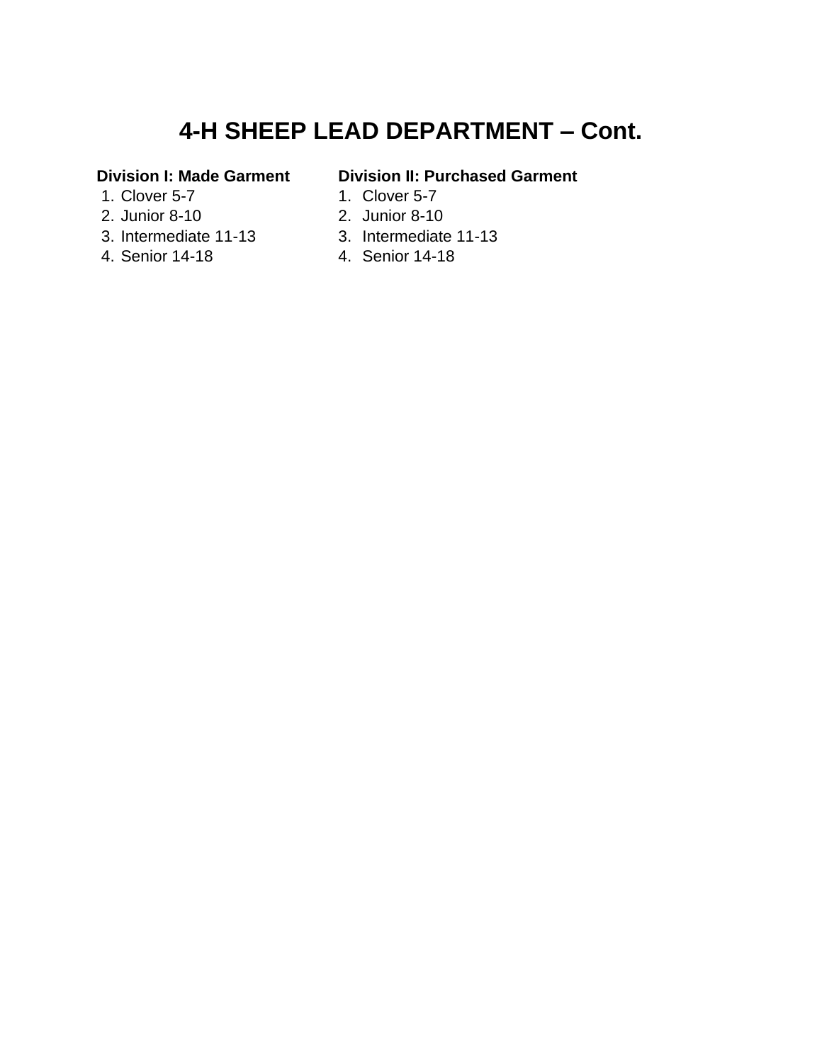# 4-H SHEEP LEAD DEPARTMENT – Cont.

**Division I: Made Garment**

1. Clover 5-7
2. Junior 8-10
3. Intermediate 11-13
4. Senior 14-18

**Division II: Purchased Garment**

1. Clover 5-7
2. Junior 8-10
3. Intermediate 11-13
4. Senior 14-18